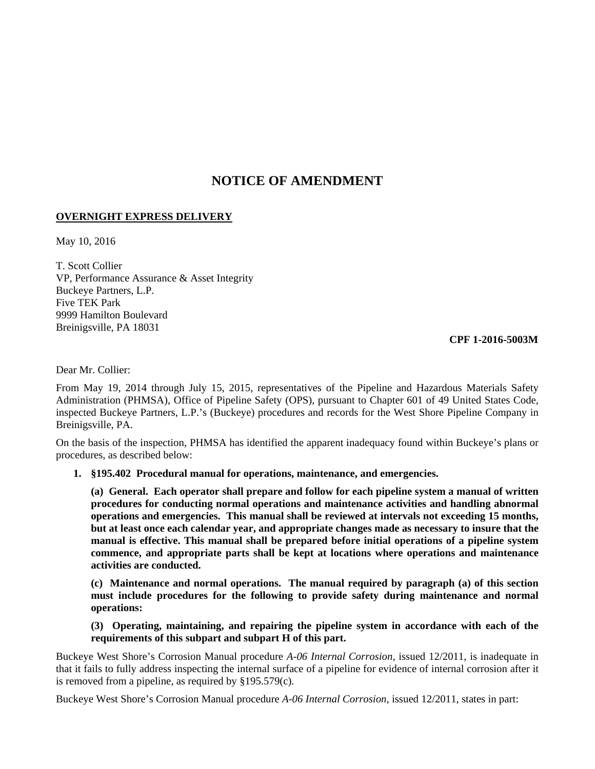# NOTICE OF AMENDMENT

**OVERNIGHT EXPRESS DELIVERY**

May 10, 2016

T. Scott Collier
VP, Performance Assurance & Asset Integrity
Buckeye Partners, L.P.
Five TEK Park
9999 Hamilton Boulevard
Breinigsville, PA 18031

**CPF 1-2016-5003M**

Dear Mr. Collier:

From May 19, 2014 through July 15, 2015, representatives of the Pipeline and Hazardous Materials Safety Administration (PHMSA), Office of Pipeline Safety (OPS), pursuant to Chapter 601 of 49 United States Code, inspected Buckeye Partners, L.P.'s (Buckeye) procedures and records for the West Shore Pipeline Company in Breinigsville, PA.

On the basis of the inspection, PHMSA has identified the apparent inadequacy found within Buckeye's plans or procedures, as described below:

1. **§195.402 Procedural manual for operations, maintenance, and emergencies.**

   **(a) General. Each operator shall prepare and follow for each pipeline system a manual of written procedures for conducting normal operations and maintenance activities and handling abnormal operations and emergencies. This manual shall be reviewed at intervals not exceeding 15 months, but at least once each calendar year, and appropriate changes made as necessary to insure that the manual is effective. This manual shall be prepared before initial operations of a pipeline system commence, and appropriate parts shall be kept at locations where operations and maintenance activities are conducted.**

   **(c) Maintenance and normal operations. The manual required by paragraph (a) of this section must include procedures for the following to provide safety during maintenance and normal operations:**

   **(3) Operating, maintaining, and repairing the pipeline system in accordance with each of the requirements of this subpart and subpart H of this part.**

Buckeye West Shore's Corrosion Manual procedure *A-06 Internal Corrosion*, issued 12/2011, is inadequate in that it fails to fully address inspecting the internal surface of a pipeline for evidence of internal corrosion after it is removed from a pipeline, as required by §195.579(c).

Buckeye West Shore's Corrosion Manual procedure *A-06 Internal Corrosion*, issued 12/2011, states in part: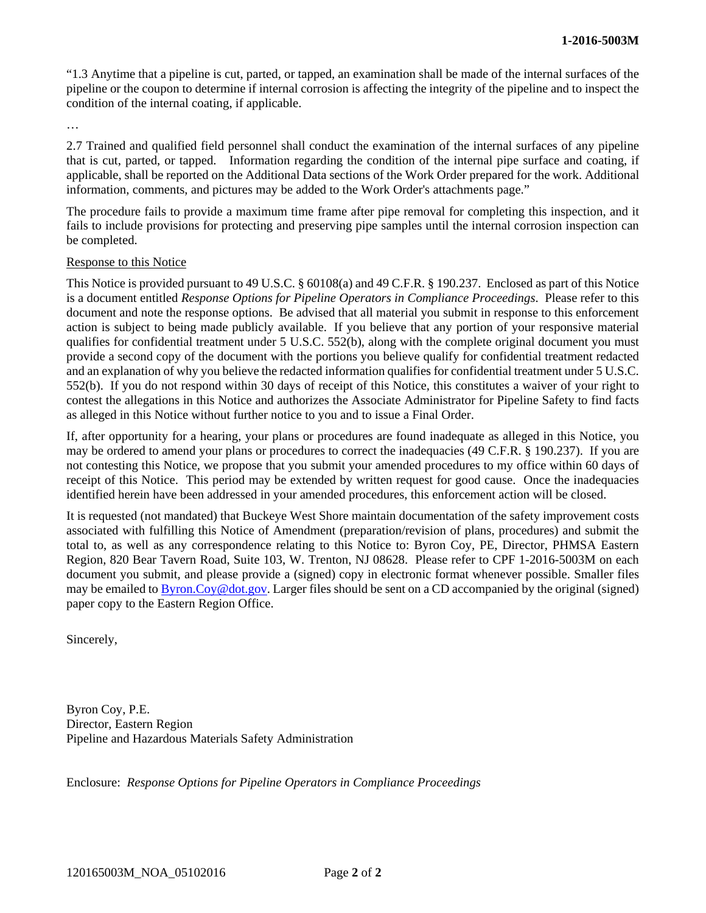"1.3 Anytime that a pipeline is cut, parted, or tapped, an examination shall be made of the internal surfaces of the pipeline or the coupon to determine if internal corrosion is affecting the integrity of the pipeline and to inspect the condition of the internal coating, if applicable.

…

2.7 Trained and qualified field personnel shall conduct the examination of the internal surfaces of any pipeline that is cut, parted, or tapped. Information regarding the condition of the internal pipe surface and coating, if applicable, shall be reported on the Additional Data sections of the Work Order prepared for the work. Additional information, comments, and pictures may be added to the Work Order's attachments page."

The procedure fails to provide a maximum time frame after pipe removal for completing this inspection, and it fails to include provisions for protecting and preserving pipe samples until the internal corrosion inspection can be completed.

Response to this Notice

This Notice is provided pursuant to 49 U.S.C. § 60108(a) and 49 C.F.R. § 190.237. Enclosed as part of this Notice is a document entitled *Response Options for Pipeline Operators in Compliance Proceedings*. Please refer to this document and note the response options. Be advised that all material you submit in response to this enforcement action is subject to being made publicly available. If you believe that any portion of your responsive material qualifies for confidential treatment under 5 U.S.C. 552(b), along with the complete original document you must provide a second copy of the document with the portions you believe qualify for confidential treatment redacted and an explanation of why you believe the redacted information qualifies for confidential treatment under 5 U.S.C. 552(b). If you do not respond within 30 days of receipt of this Notice, this constitutes a waiver of your right to contest the allegations in this Notice and authorizes the Associate Administrator for Pipeline Safety to find facts as alleged in this Notice without further notice to you and to issue a Final Order.

If, after opportunity for a hearing, your plans or procedures are found inadequate as alleged in this Notice, you may be ordered to amend your plans or procedures to correct the inadequacies (49 C.F.R. § 190.237). If you are not contesting this Notice, we propose that you submit your amended procedures to my office within 60 days of receipt of this Notice. This period may be extended by written request for good cause. Once the inadequacies identified herein have been addressed in your amended procedures, this enforcement action will be closed.

It is requested (not mandated) that Buckeye West Shore maintain documentation of the safety improvement costs associated with fulfilling this Notice of Amendment (preparation/revision of plans, procedures) and submit the total to, as well as any correspondence relating to this Notice to: Byron Coy, PE, Director, PHMSA Eastern Region, 820 Bear Tavern Road, Suite 103, W. Trenton, NJ 08628. Please refer to CPF 1-2016-5003M on each document you submit, and please provide a (signed) copy in electronic format whenever possible. Smaller files may be emailed to Byron.Coy@dot.gov. Larger files should be sent on a CD accompanied by the original (signed) paper copy to the Eastern Region Office.

Sincerely,

Byron Coy, P.E.
Director, Eastern Region
Pipeline and Hazardous Materials Safety Administration

Enclosure: *Response Options for Pipeline Operators in Compliance Proceedings*